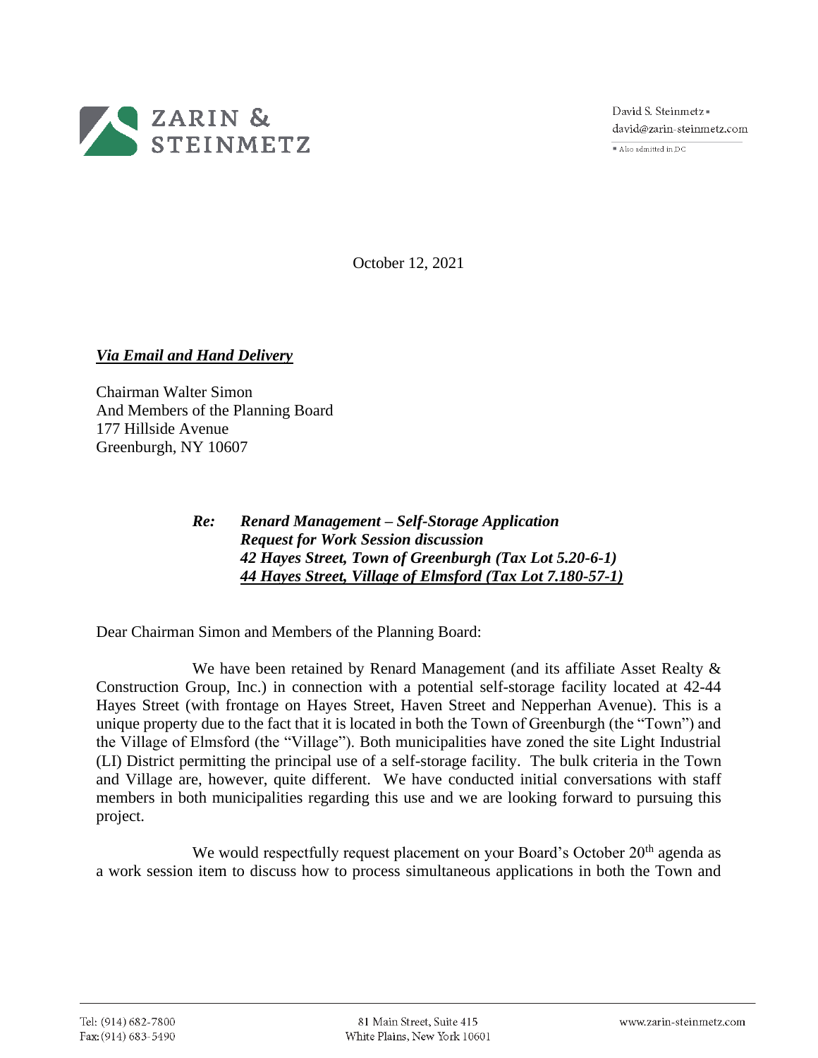ZARIN & STEINMETZ

David S. Steinmetz ▪
david@zarin-steinmetz.com

▪ Also admitted in DC

October 12, 2021

***Via Email and Hand Delivery***

Chairman Walter Simon
And Members of the Planning Board
177 Hillside Avenue
Greenburgh, NY 10607

> ***Re: Renard Management – Self-Storage Application***
> ***Request for Work Session discussion***
> ***42 Hayes Street, Town of Greenburgh (Tax Lot 5.20-6-1)***
> ***44 Hayes Street, Village of Elmsford (Tax Lot 7.180-57-1)***

Dear Chairman Simon and Members of the Planning Board:

We have been retained by Renard Management (and its affiliate Asset Realty & Construction Group, Inc.) in connection with a potential self-storage facility located at 42-44 Hayes Street (with frontage on Hayes Street, Haven Street and Nepperhan Avenue). This is a unique property due to the fact that it is located in both the Town of Greenburgh (the "Town") and the Village of Elmsford (the "Village"). Both municipalities have zoned the site Light Industrial (LI) District permitting the principal use of a self-storage facility. The bulk criteria in the Town and Village are, however, quite different. We have conducted initial conversations with staff members in both municipalities regarding this use and we are looking forward to pursuing this project.

We would respectfully request placement on your Board's October 20th agenda as a work session item to discuss how to process simultaneous applications in both the Town and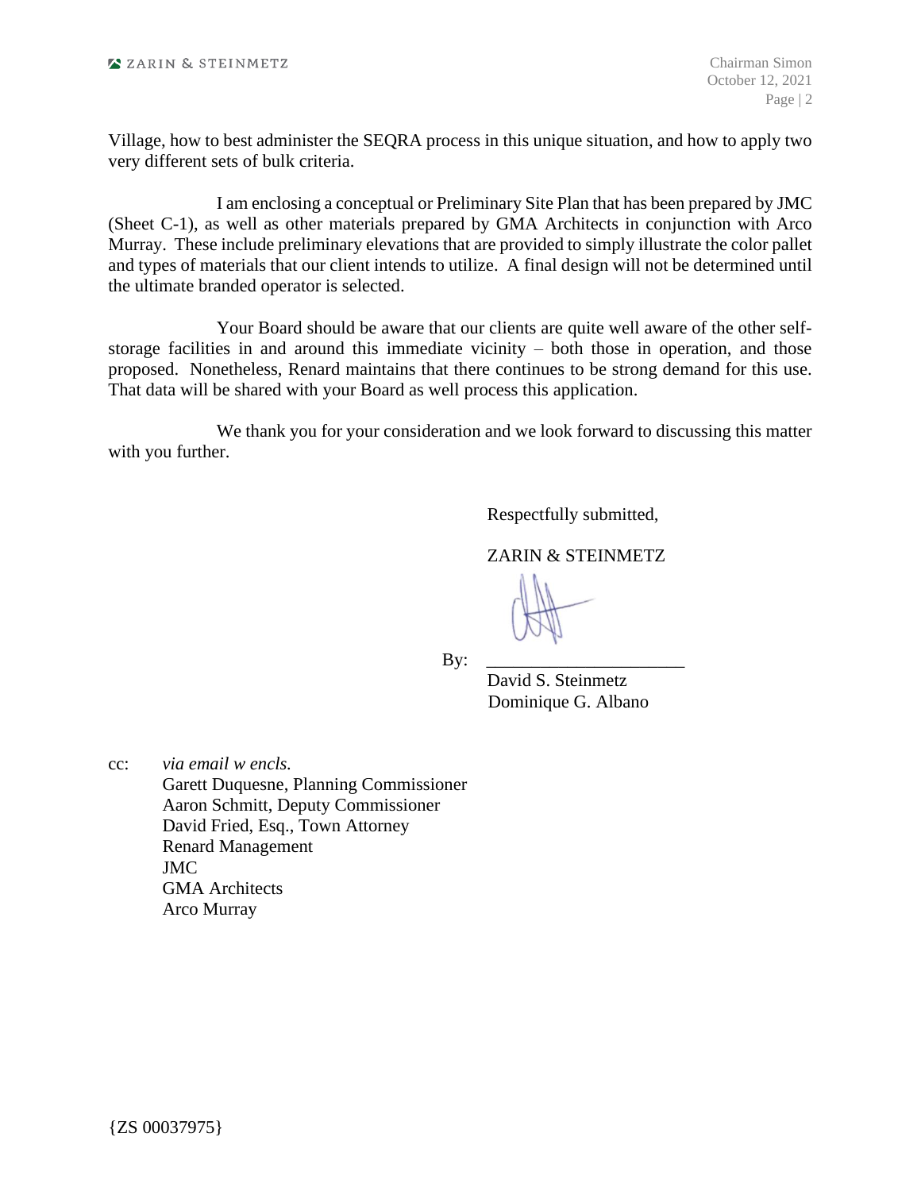Village, how to best administer the SEQRA process in this unique situation, and how to apply two very different sets of bulk criteria.

I am enclosing a conceptual or Preliminary Site Plan that has been prepared by JMC (Sheet C-1), as well as other materials prepared by GMA Architects in conjunction with Arco Murray. These include preliminary elevations that are provided to simply illustrate the color pallet and types of materials that our client intends to utilize. A final design will not be determined until the ultimate branded operator is selected.

Your Board should be aware that our clients are quite well aware of the other self-storage facilities in and around this immediate vicinity – both those in operation, and those proposed. Nonetheless, Renard maintains that there continues to be strong demand for this use. That data will be shared with your Board as well process this application.

We thank you for your consideration and we look forward to discussing this matter with you further.

Respectfully submitted,

ZARIN & STEINMETZ

By: ______________________
David S. Steinmetz
Dominique G. Albano

cc: *via email w encls.*
Garett Duquesne, Planning Commissioner
Aaron Schmitt, Deputy Commissioner
David Fried, Esq., Town Attorney
Renard Management
JMC
GMA Architects
Arco Murray

{ZS 00037975}